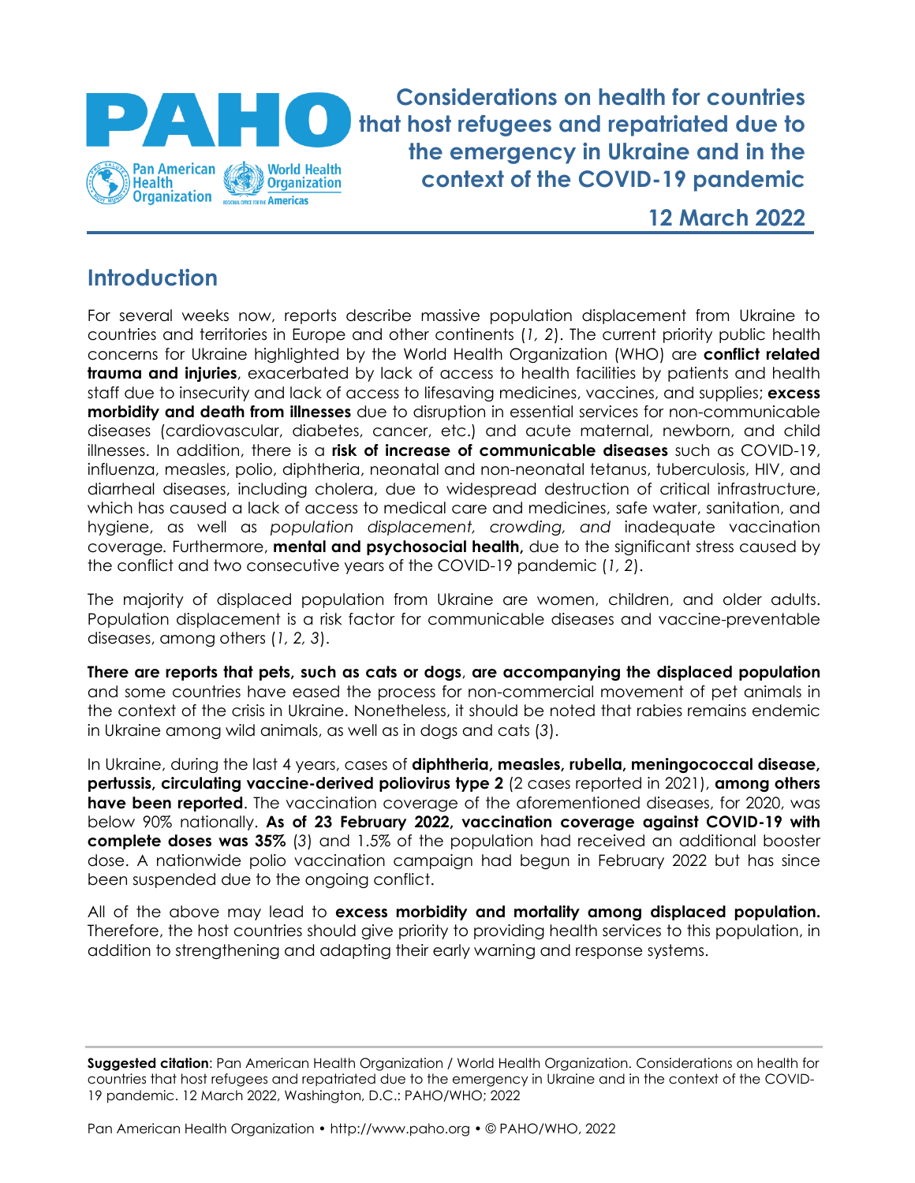# Considerations on health for countries that host refugees and repatriated due to the emergency in Ukraine and in the context of the COVID-19 pandemic

**12 March 2022**

## Introduction

For several weeks now, reports describe massive population displacement from Ukraine to countries and territories in Europe and other continents (*1, 2*). The current priority public health concerns for Ukraine highlighted by the World Health Organization (WHO) are **conflict related trauma and injuries**, exacerbated by lack of access to health facilities by patients and health staff due to insecurity and lack of access to lifesaving medicines, vaccines, and supplies; **excess morbidity and death from illnesses** due to disruption in essential services for non-communicable diseases (cardiovascular, diabetes, cancer, etc.) and acute maternal, newborn, and child illnesses. In addition, there is a **risk of increase of communicable diseases** such as COVID-19, influenza, measles, polio, diphtheria, neonatal and non-neonatal tetanus, tuberculosis, HIV, and diarrheal diseases, including cholera, due to widespread destruction of critical infrastructure, which has caused a lack of access to medical care and medicines, safe water, sanitation, and hygiene, as well as *population displacement, crowding, and* inadequate vaccination coverage. Furthermore, **mental and psychosocial health,** due to the significant stress caused by the conflict and two consecutive years of the COVID-19 pandemic (*1, 2*).

The majority of displaced population from Ukraine are women, children, and older adults. Population displacement is a risk factor for communicable diseases and vaccine-preventable diseases, among others (*1, 2, 3*).

**There are reports that pets, such as cats or dogs**, **are accompanying the displaced population** and some countries have eased the process for non-commercial movement of pet animals in the context of the crisis in Ukraine. Nonetheless, it should be noted that rabies remains endemic in Ukraine among wild animals, as well as in dogs and cats (*3*).

In Ukraine, during the last 4 years, cases of **diphtheria, measles, rubella, meningococcal disease, pertussis, circulating vaccine-derived poliovirus type 2** (2 cases reported in 2021), **among others have been reported**. The vaccination coverage of the aforementioned diseases, for 2020, was below 90% nationally. **As of 23 February 2022, vaccination coverage against COVID-19 with complete doses was 35%** (*3*) and 1.5% of the population had received an additional booster dose. A nationwide polio vaccination campaign had begun in February 2022 but has since been suspended due to the ongoing conflict.

All of the above may lead to **excess morbidity and mortality among displaced population.** Therefore, the host countries should give priority to providing health services to this population, in addition to strengthening and adapting their early warning and response systems.

---

**Suggested citation**: Pan American Health Organization / World Health Organization. Considerations on health for countries that host refugees and repatriated due to the emergency in Ukraine and in the context of the COVID-19 pandemic. 12 March 2022, Washington, D.C.: PAHO/WHO; 2022

Pan American Health Organization • http://www.paho.org • © PAHO/WHO, 2022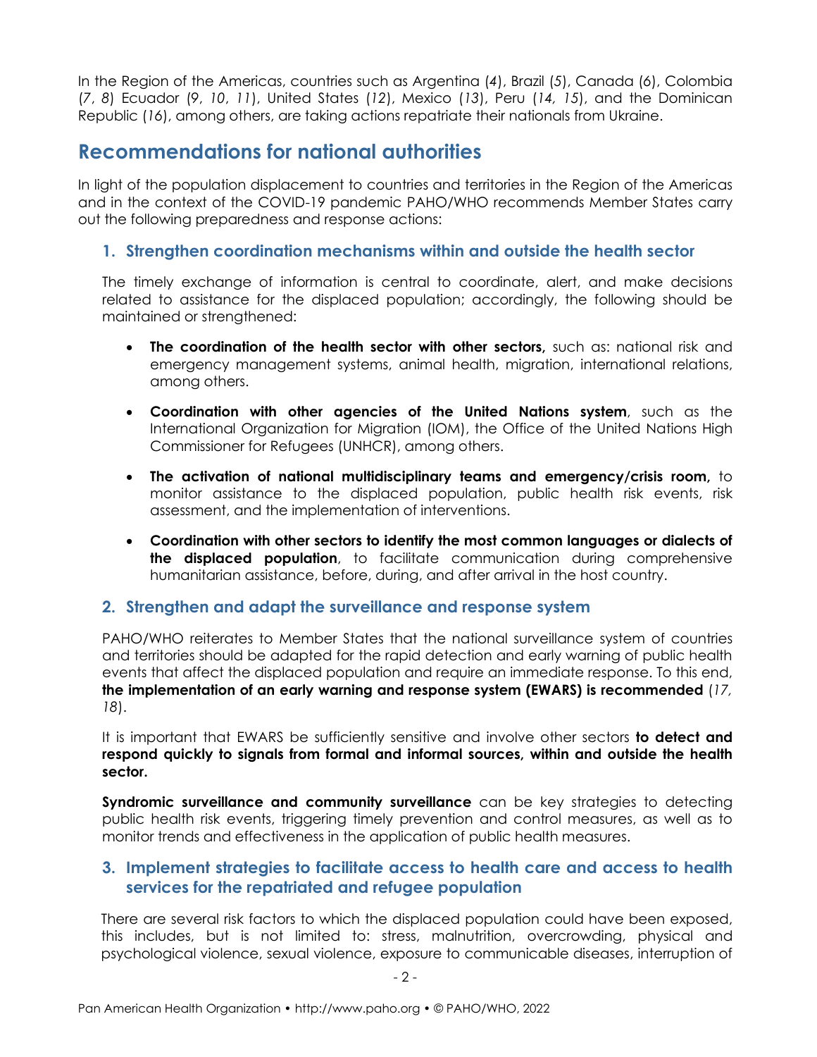In the Region of the Americas, countries such as Argentina (*4*), Brazil (*5*), Canada (*6*), Colombia (*7*, *8*) Ecuador (*9*, *10*, *11*), United States (*12*), Mexico (*13*), Peru (*14, 15*), and the Dominican Republic (*16*), among others, are taking actions repatriate their nationals from Ukraine.

## Recommendations for national authorities

In light of the population displacement to countries and territories in the Region of the Americas and in the context of the COVID-19 pandemic PAHO/WHO recommends Member States carry out the following preparedness and response actions:

### 1. Strengthen coordination mechanisms within and outside the health sector

The timely exchange of information is central to coordinate, alert, and make decisions related to assistance for the displaced population; accordingly, the following should be maintained or strengthened:

- **The coordination of the health sector with other sectors,** such as: national risk and emergency management systems, animal health, migration, international relations, among others.
- **Coordination with other agencies of the United Nations system**, such as the International Organization for Migration (IOM), the Office of the United Nations High Commissioner for Refugees (UNHCR), among others.
- **The activation of national multidisciplinary teams and emergency/crisis room,** to monitor assistance to the displaced population, public health risk events, risk assessment, and the implementation of interventions.
- **Coordination with other sectors to identify the most common languages or dialects of the displaced population**, to facilitate communication during comprehensive humanitarian assistance, before, during, and after arrival in the host country.

### 2. Strengthen and adapt the surveillance and response system

PAHO/WHO reiterates to Member States that the national surveillance system of countries and territories should be adapted for the rapid detection and early warning of public health events that affect the displaced population and require an immediate response. To this end, **the implementation of an early warning and response system (EWARS) is recommended** (*17, 18*).

It is important that EWARS be sufficiently sensitive and involve other sectors **to detect and respond quickly to signals from formal and informal sources, within and outside the health sector.**

**Syndromic surveillance and community surveillance** can be key strategies to detecting public health risk events, triggering timely prevention and control measures, as well as to monitor trends and effectiveness in the application of public health measures.

### 3. Implement strategies to facilitate access to health care and access to health services for the repatriated and refugee population

There are several risk factors to which the displaced population could have been exposed, this includes, but is not limited to: stress, malnutrition, overcrowding, physical and psychological violence, sexual violence, exposure to communicable diseases, interruption of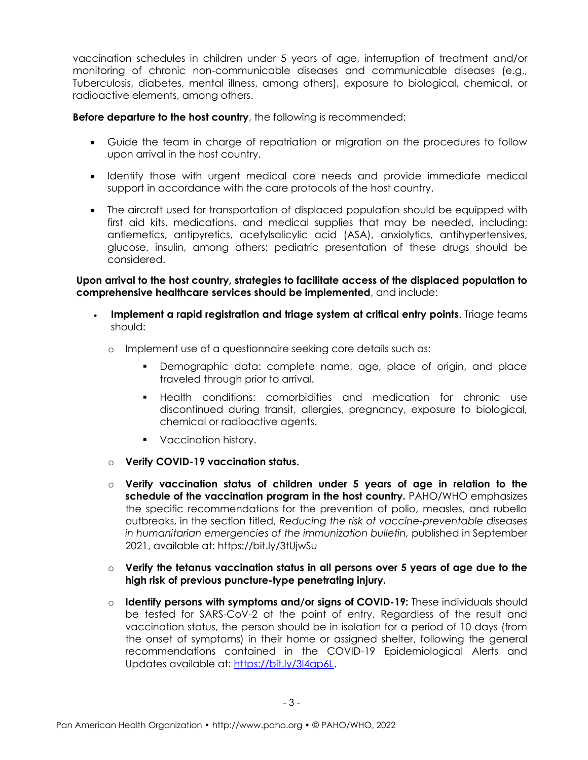vaccination schedules in children under 5 years of age, interruption of treatment and/or monitoring of chronic non-communicable diseases and communicable diseases (e.g., Tuberculosis, diabetes, mental illness, among others), exposure to biological, chemical, or radioactive elements, among others.

**Before departure to the host country**, the following is recommended:

- Guide the team in charge of repatriation or migration on the procedures to follow upon arrival in the host country.
- Identify those with urgent medical care needs and provide immediate medical support in accordance with the care protocols of the host country.
- The aircraft used for transportation of displaced population should be equipped with first aid kits, medications, and medical supplies that may be needed, including: antiemetics, antipyretics, acetylsalicylic acid (ASA), anxiolytics, antihypertensives, glucose, insulin, among others; pediatric presentation of these drugs should be considered.

**Upon arrival to the host country, strategies to facilitate access of the displaced population to comprehensive healthcare services should be implemented**, and include:

- **Implement a rapid registration and triage system at critical entry points**. Triage teams should:
    - Implement use of a questionnaire seeking core details such as:
        - Demographic data: complete name, age, place of origin, and place traveled through prior to arrival.
        - Health conditions: comorbidities and medication for chronic use discontinued during transit, allergies, pregnancy, exposure to biological, chemical or radioactive agents.
        - Vaccination history.
    - **Verify COVID-19 vaccination status.**
    - **Verify vaccination status of children under 5 years of age in relation to the schedule of the vaccination program in the host country.** PAHO/WHO emphasizes the specific recommendations for the prevention of polio, measles, and rubella outbreaks, in the section titled, *Reducing the risk of vaccine-preventable diseases in humanitarian emergencies of the immunization bulletin,* published in September 2021, available at: https://bit.ly/3tUjwSu
    - **Verify the tetanus vaccination status in all persons over 5 years of age due to the high risk of previous puncture-type penetrating injury.**
    - **Identify persons with symptoms and/or signs of COVID-19:** These individuals should be tested for SARS-CoV-2 at the point of entry. Regardless of the result and vaccination status, the person should be in isolation for a period of 10 days (from the onset of symptoms) in their home or assigned shelter, following the general recommendations contained in the COVID-19 Epidemiological Alerts and Updates available at: https://bit.ly/3l4ap6L.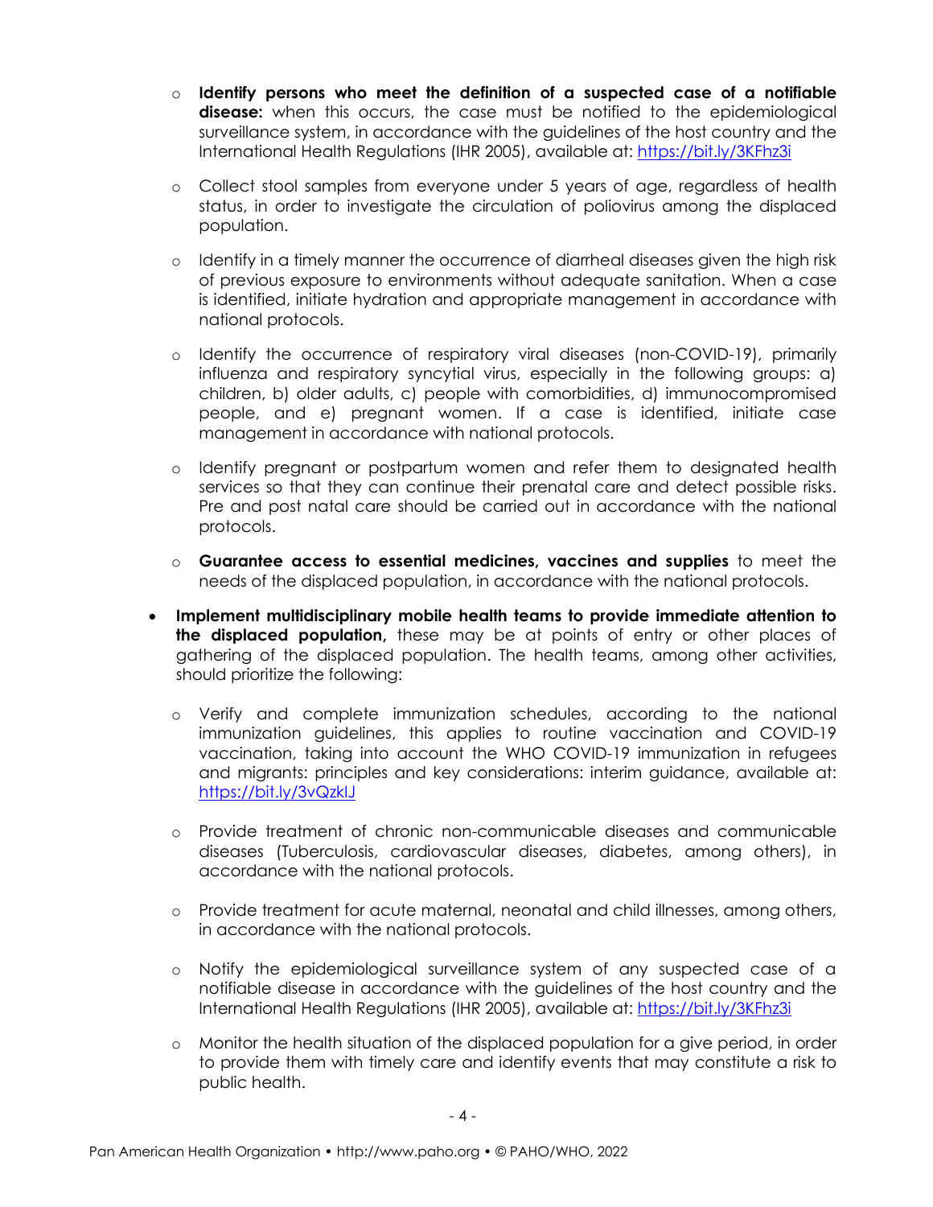- **Identify persons who meet the definition of a suspected case of a notifiable disease:** when this occurs, the case must be notified to the epidemiological surveillance system, in accordance with the guidelines of the host country and the International Health Regulations (IHR 2005), available at: https://bit.ly/3KFhz3i

   - Collect stool samples from everyone under 5 years of age, regardless of health status, in order to investigate the circulation of poliovirus among the displaced population.

   - Identify in a timely manner the occurrence of diarrheal diseases given the high risk of previous exposure to environments without adequate sanitation. When a case is identified, initiate hydration and appropriate management in accordance with national protocols.

   - Identify the occurrence of respiratory viral diseases (non-COVID-19), primarily influenza and respiratory syncytial virus, especially in the following groups: a) children, b) older adults, c) people with comorbidities, d) immunocompromised people, and e) pregnant women. If a case is identified, initiate case management in accordance with national protocols.

   - Identify pregnant or postpartum women and refer them to designated health services so that they can continue their prenatal care and detect possible risks. Pre and post natal care should be carried out in accordance with the national protocols.

   - **Guarantee access to essential medicines, vaccines and supplies** to meet the needs of the displaced population, in accordance with the national protocols.

- **Implement multidisciplinary mobile health teams to provide immediate attention to the displaced population,** these may be at points of entry or other places of gathering of the displaced population. The health teams, among other activities, should prioritize the following:

   - Verify and complete immunization schedules, according to the national immunization guidelines, this applies to routine vaccination and COVID-19 vaccination, taking into account the WHO COVID-19 immunization in refugees and migrants: principles and key considerations: interim guidance, available at: https://bit.ly/3vQzkIJ

   - Provide treatment of chronic non-communicable diseases and communicable diseases (Tuberculosis, cardiovascular diseases, diabetes, among others), in accordance with the national protocols.

   - Provide treatment for acute maternal, neonatal and child illnesses, among others, in accordance with the national protocols.

   - Notify the epidemiological surveillance system of any suspected case of a notifiable disease in accordance with the guidelines of the host country and the International Health Regulations (IHR 2005), available at: https://bit.ly/3KFhz3i

   - Monitor the health situation of the displaced population for a give period, in order to provide them with timely care and identify events that may constitute a risk to public health.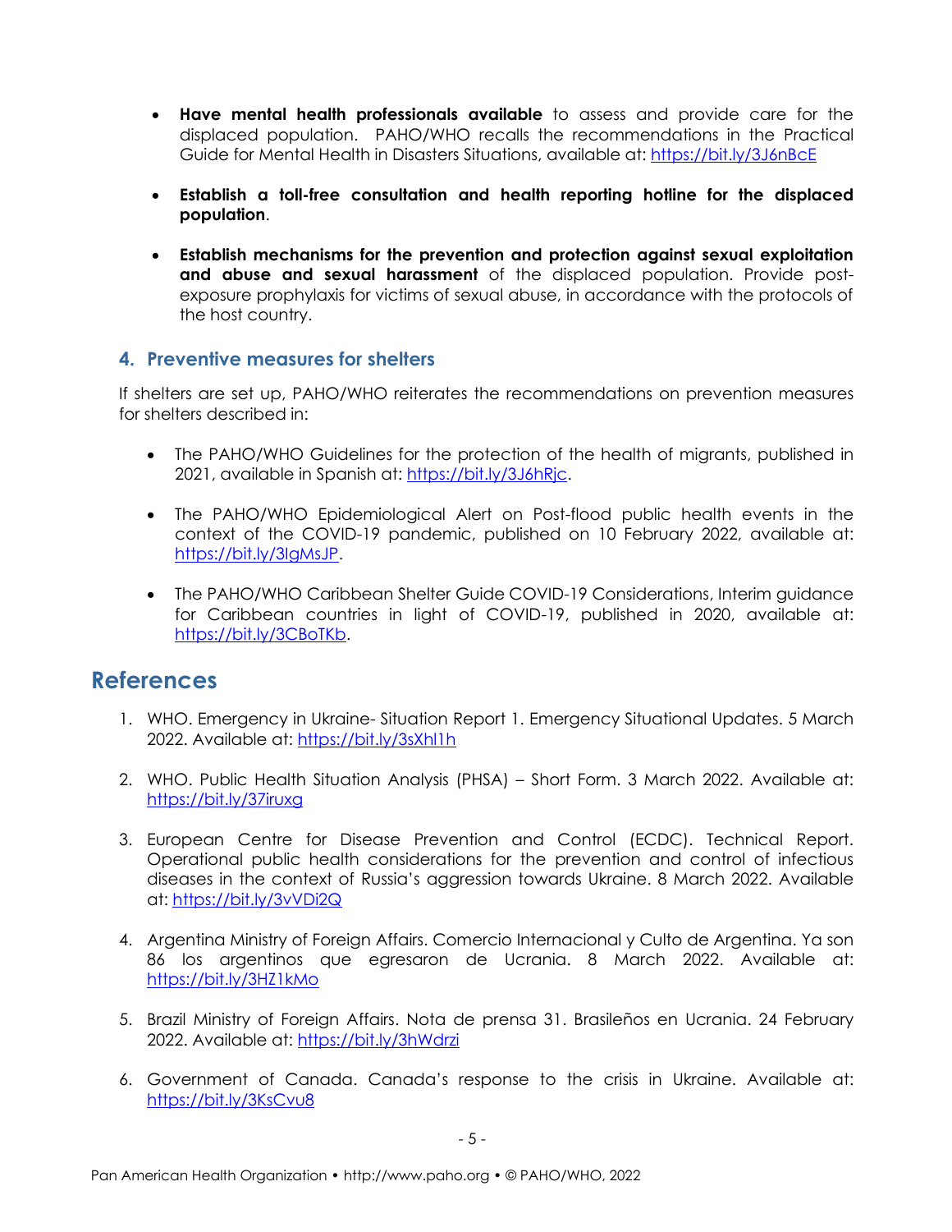- **Have mental health professionals available** to assess and provide care for the displaced population. PAHO/WHO recalls the recommendations in the Practical Guide for Mental Health in Disasters Situations, available at: https://bit.ly/3J6nBcE

- **Establish a toll-free consultation and health reporting hotline for the displaced population**.

- **Establish mechanisms for the prevention and protection against sexual exploitation and abuse and sexual harassment** of the displaced population. Provide post-exposure prophylaxis for victims of sexual abuse, in accordance with the protocols of the host country.

### 4. Preventive measures for shelters

If shelters are set up, PAHO/WHO reiterates the recommendations on prevention measures for shelters described in:

- The PAHO/WHO Guidelines for the protection of the health of migrants, published in 2021, available in Spanish at: https://bit.ly/3J6hRjc.

- The PAHO/WHO Epidemiological Alert on Post-flood public health events in the context of the COVID-19 pandemic, published on 10 February 2022, available at: https://bit.ly/3IgMsJP.

- The PAHO/WHO Caribbean Shelter Guide COVID-19 Considerations, Interim guidance for Caribbean countries in light of COVID-19, published in 2020, available at: https://bit.ly/3CBoTKb.

## References

1. WHO. Emergency in Ukraine- Situation Report 1. Emergency Situational Updates. 5 March 2022. Available at: https://bit.ly/3sXhl1h

2. WHO. Public Health Situation Analysis (PHSA) – Short Form. 3 March 2022. Available at: https://bit.ly/37iruxg

3. European Centre for Disease Prevention and Control (ECDC). Technical Report. Operational public health considerations for the prevention and control of infectious diseases in the context of Russia's aggression towards Ukraine. 8 March 2022. Available at: https://bit.ly/3vVDi2Q

4. Argentina Ministry of Foreign Affairs. Comercio Internacional y Culto de Argentina. Ya son 86 los argentinos que egresaron de Ucrania. 8 March 2022. Available at: https://bit.ly/3HZ1kMo

5. Brazil Ministry of Foreign Affairs. Nota de prensa 31. Brasileños en Ucrania. 24 February 2022. Available at: https://bit.ly/3hWdrzi

6. Government of Canada. Canada's response to the crisis in Ukraine. Available at: https://bit.ly/3KsCvu8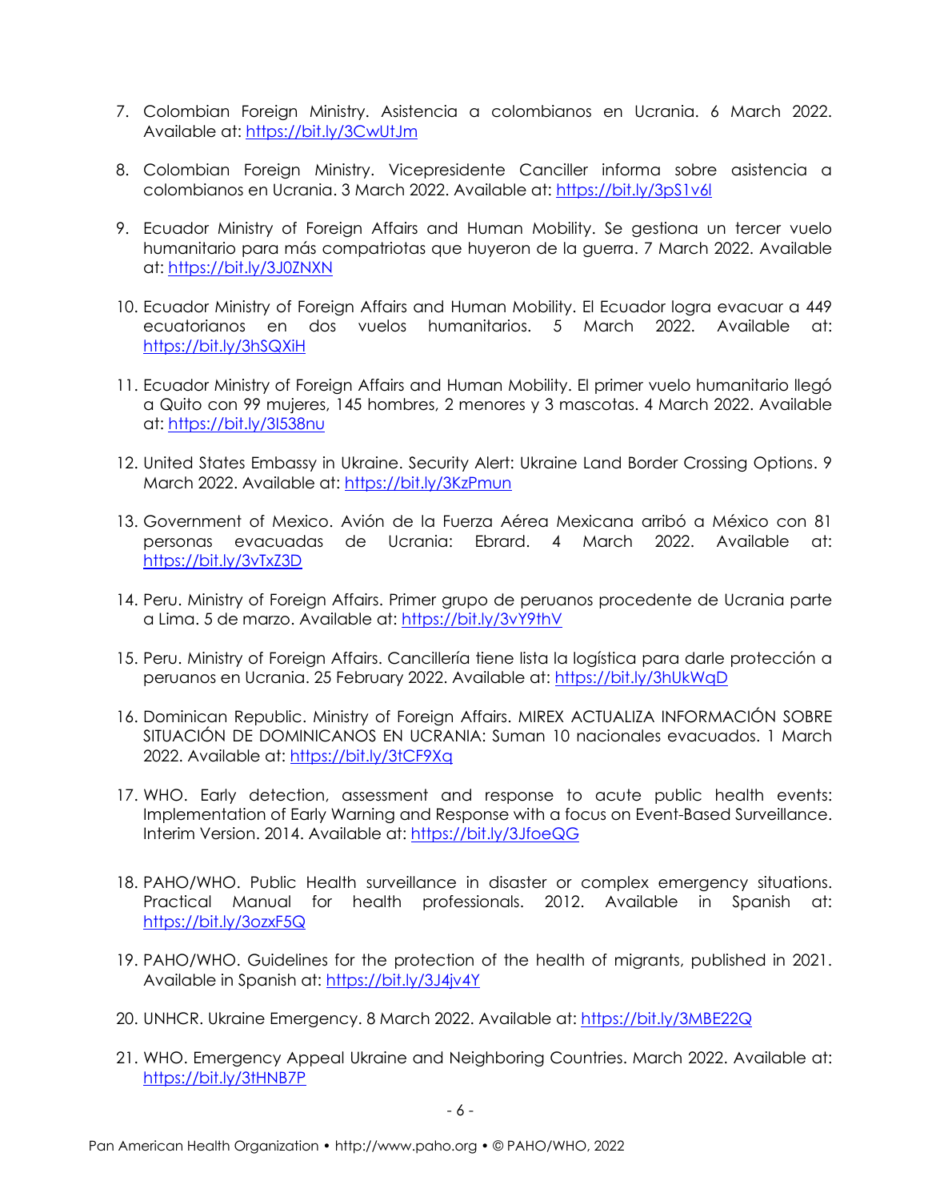7. Colombian Foreign Ministry. Asistencia a colombianos en Ucrania. 6 March 2022. Available at: https://bit.ly/3CwUtJm

8. Colombian Foreign Ministry. Vicepresidente Canciller informa sobre asistencia a colombianos en Ucrania. 3 March 2022. Available at: https://bit.ly/3pS1v6l

9. Ecuador Ministry of Foreign Affairs and Human Mobility. Se gestiona un tercer vuelo humanitario para más compatriotas que huyeron de la guerra. 7 March 2022. Available at: https://bit.ly/3J0ZNXN

10. Ecuador Ministry of Foreign Affairs and Human Mobility. El Ecuador logra evacuar a 449 ecuatorianos en dos vuelos humanitarios. 5 March 2022. Available at: https://bit.ly/3hSQXiH

11. Ecuador Ministry of Foreign Affairs and Human Mobility. El primer vuelo humanitario llegó a Quito con 99 mujeres, 145 hombres, 2 menores y 3 mascotas. 4 March 2022. Available at: https://bit.ly/3I538nu

12. United States Embassy in Ukraine. Security Alert: Ukraine Land Border Crossing Options. 9 March 2022. Available at: https://bit.ly/3KzPmun

13. Government of Mexico. Avión de la Fuerza Aérea Mexicana arribó a México con 81 personas evacuadas de Ucrania: Ebrard. 4 March 2022. Available at: https://bit.ly/3vTxZ3D

14. Peru. Ministry of Foreign Affairs. Primer grupo de peruanos procedente de Ucrania parte a Lima. 5 de marzo. Available at: https://bit.ly/3vY9thV

15. Peru. Ministry of Foreign Affairs. Cancillería tiene lista la logística para darle protección a peruanos en Ucrania. 25 February 2022. Available at: https://bit.ly/3hUkWqD

16. Dominican Republic. Ministry of Foreign Affairs. MIREX ACTUALIZA INFORMACIÓN SOBRE SITUACIÓN DE DOMINICANOS EN UCRANIA: Suman 10 nacionales evacuados. 1 March 2022. Available at: https://bit.ly/3tCF9Xq

17. WHO. Early detection, assessment and response to acute public health events: Implementation of Early Warning and Response with a focus on Event-Based Surveillance. Interim Version. 2014. Available at: https://bit.ly/3JfoeQG

18. PAHO/WHO. Public Health surveillance in disaster or complex emergency situations. Practical Manual for health professionals. 2012. Available in Spanish at: https://bit.ly/3ozxF5Q

19. PAHO/WHO. Guidelines for the protection of the health of migrants, published in 2021. Available in Spanish at: https://bit.ly/3J4jv4Y

20. UNHCR. Ukraine Emergency. 8 March 2022. Available at: https://bit.ly/3MBE22Q

21. WHO. Emergency Appeal Ukraine and Neighboring Countries. March 2022. Available at: https://bit.ly/3tHNB7P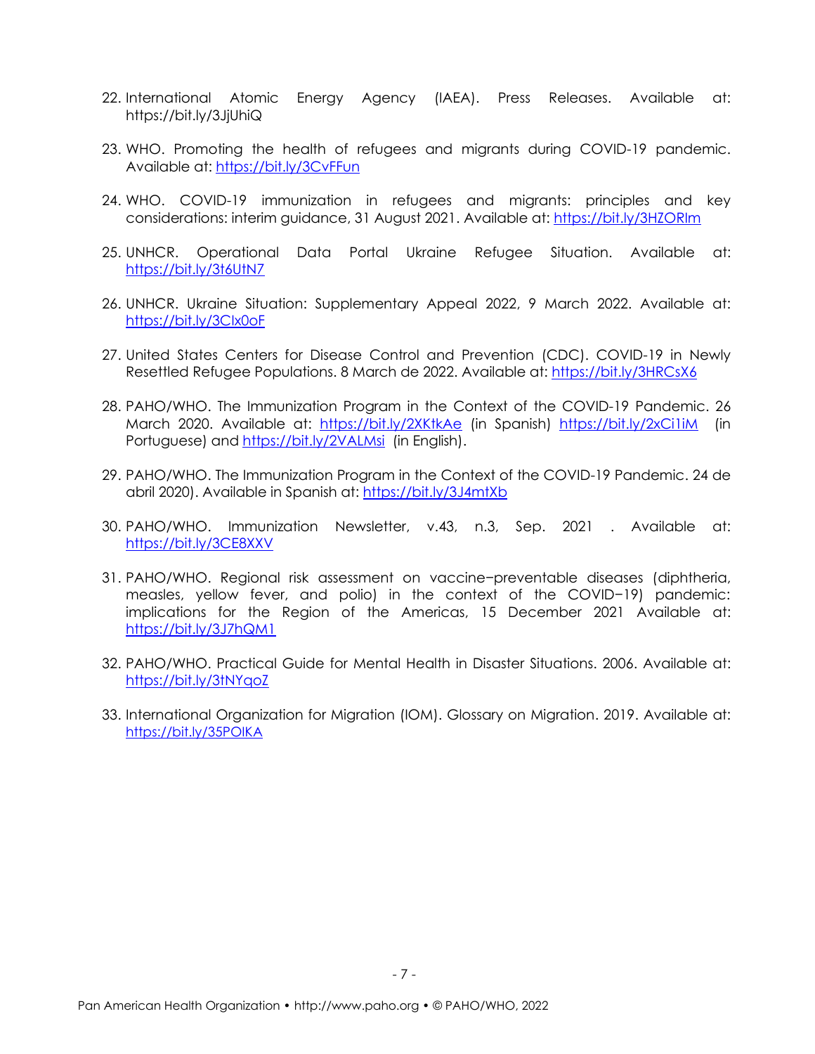22. International Atomic Energy Agency (IAEA). Press Releases. Available at: https://bit.ly/3JjUhiQ

23. WHO. Promoting the health of refugees and migrants during COVID-19 pandemic. Available at: https://bit.ly/3CvFFun

24. WHO. COVID-19 immunization in refugees and migrants: principles and key considerations: interim guidance, 31 August 2021. Available at: https://bit.ly/3HZORlm

25. UNHCR. Operational Data Portal Ukraine Refugee Situation. Available at: https://bit.ly/3t6UtN7

26. UNHCR. Ukraine Situation: Supplementary Appeal 2022, 9 March 2022. Available at: https://bit.ly/3CIx0oF

27. United States Centers for Disease Control and Prevention (CDC). COVID-19 in Newly Resettled Refugee Populations. 8 March de 2022. Available at: https://bit.ly/3HRCsX6

28. PAHO/WHO. The Immunization Program in the Context of the COVID-19 Pandemic. 26 March 2020. Available at: https://bit.ly/2XKtkAe (in Spanish) https://bit.ly/2xCi1iM (in Portuguese) and https://bit.ly/2VALMsi (in English).

29. PAHO/WHO. The Immunization Program in the Context of the COVID-19 Pandemic. 24 de abril 2020). Available in Spanish at: https://bit.ly/3J4mtXb

30. PAHO/WHO. Immunization Newsletter, v.43, n.3, Sep. 2021 . Available at: https://bit.ly/3CE8XXV

31. PAHO/WHO. Regional risk assessment on vaccine−preventable diseases (diphtheria, measles, yellow fever, and polio) in the context of the COVID−19) pandemic: implications for the Region of the Americas, 15 December 2021 Available at: https://bit.ly/3J7hQM1

32. PAHO/WHO. Practical Guide for Mental Health in Disaster Situations. 2006. Available at: https://bit.ly/3tNYqoZ

33. International Organization for Migration (IOM). Glossary on Migration. 2019. Available at: https://bit.ly/35POlKA